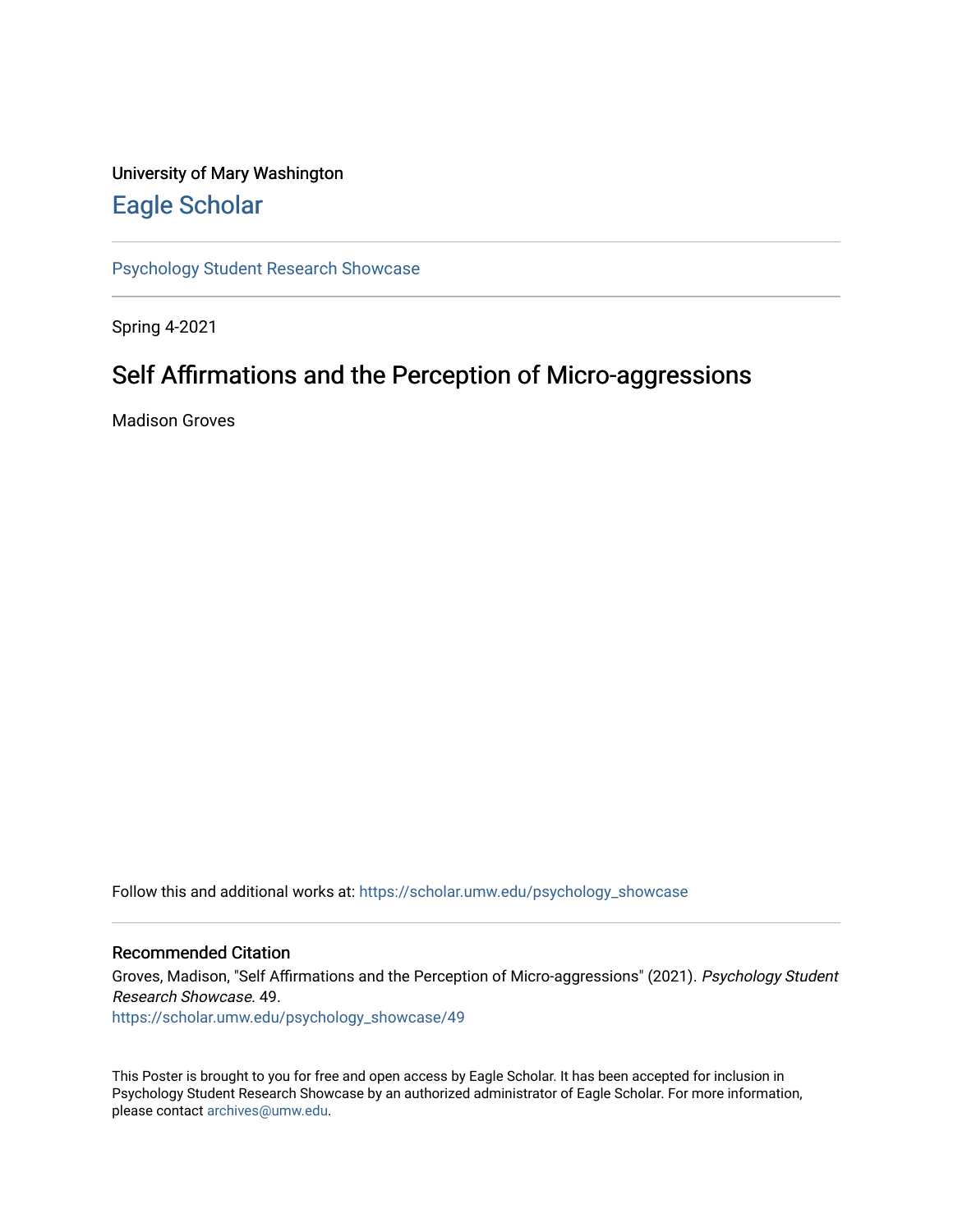University of Mary Washington

## Eagle Scholar

Psychology Student Research Showcase

Spring 4-2021

# Self Affirmations and the Perception of Micro-aggressions

Madison Groves

Follow this and additional works at: https://scholar.umw.edu/psychology_showcase

### Recommended Citation

Groves, Madison, "Self Affirmations and the Perception of Micro-aggressions" (2021). *Psychology Student Research Showcase*. 49.
https://scholar.umw.edu/psychology_showcase/49

This Poster is brought to you for free and open access by Eagle Scholar. It has been accepted for inclusion in Psychology Student Research Showcase by an authorized administrator of Eagle Scholar. For more information, please contact archives@umw.edu.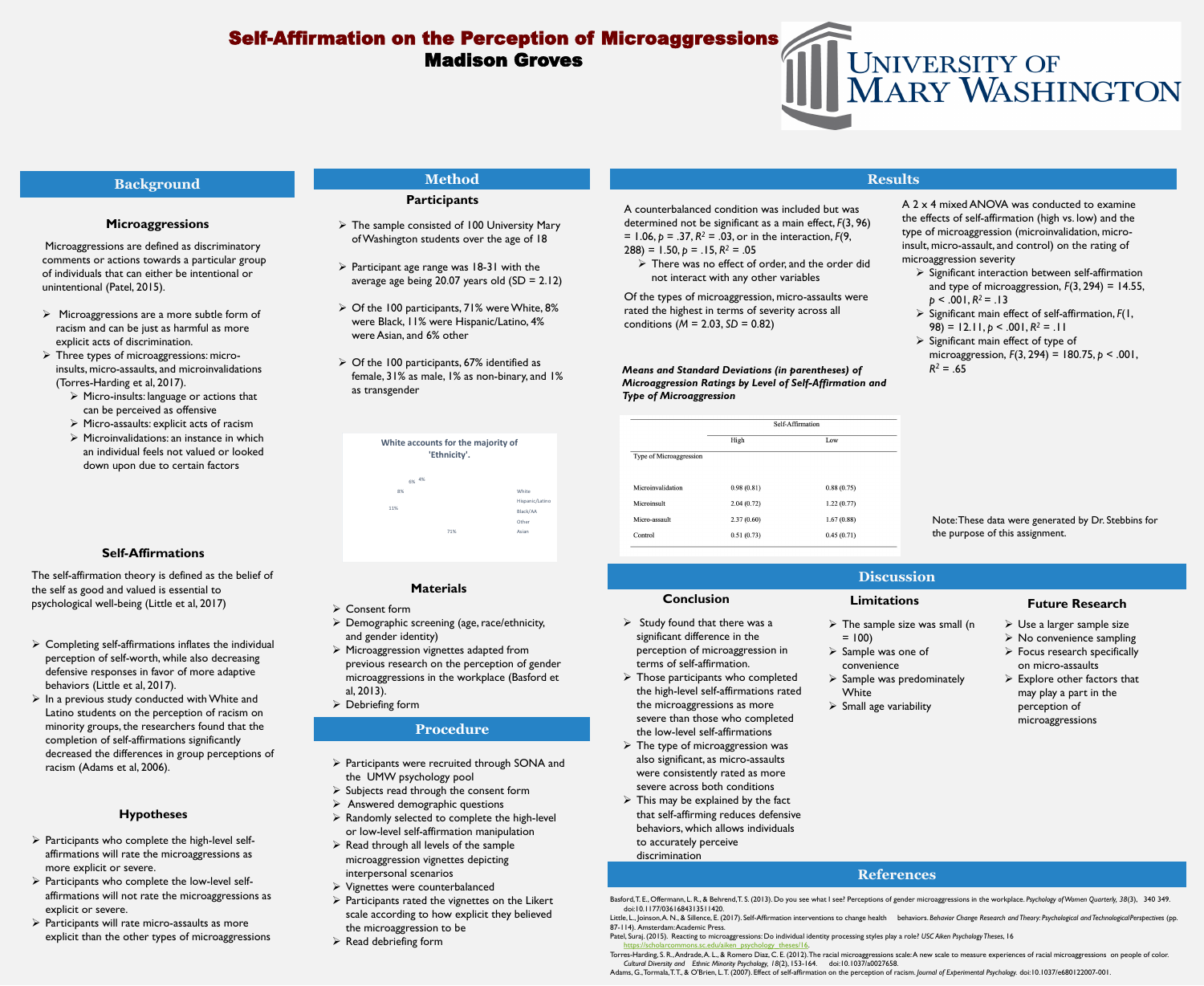# Self-Affirmation on the Perception of Microaggressions

**Madison Groves**

University of Mary Washington

## Background

### Microaggressions

Microaggressions are defined as discriminatory comments or actions towards a particular group of individuals that can either be intentional or unintentional (Patel, 2015).

- Microaggressions are a more subtle form of racism and can be just as harmful as more explicit acts of discrimination.
- Three types of microaggressions: micro-insults, micro-assaults, and microinvalidations (Torres-Harding et al, 2017).
  - Micro-insults: language or actions that can be perceived as offensive
  - Micro-assaults: explicit acts of racism
  - Microinvalidations: an instance in which an individual feels not valued or looked down upon due to certain factors

### Self-Affirmations

The self-affirmation theory is defined as the belief of the self as good and valued is essential to psychological well-being (Little et al, 2017)

- Completing self-affirmations inflates the individual perception of self-worth, while also decreasing defensive responses in favor of more adaptive behaviors (Little et al, 2017).
- In a previous study conducted with White and Latino students on the perception of racism on minority groups, the researchers found that the completion of self-affirmations significantly decreased the differences in group perceptions of racism (Adams et al, 2006).

### Hypotheses

- Participants who complete the high-level self-affirmations will rate the microaggressions as more explicit or severe.
- Participants who complete the low-level self-affirmations will not rate the microaggressions as explicit or severe.
- Participants will rate micro-assaults as more explicit than the other types of microaggressions

## Method

### Participants

- The sample consisted of 100 University Mary of Washington students over the age of 18
- Participant age range was 18-31 with the average age being 20.07 years old (SD = 2.12)
- Of the 100 participants, 71% were White, 8% were Black, 11% were Hispanic/Latino, 4% were Asian, and 6% other
- Of the 100 participants, 67% identified as female, 31% as male, 1% as non-binary, and 1% as transgender

White accounts for the majority of 'Ethnicity'.

6%
4%
8%
11%
71%
White
Hispanic/Latino
Black/AA
Other
Asian

### Materials

- Consent form
- Demographic screening (age, race/ethnicity, and gender identity)
- Microaggression vignettes adapted from previous research on the perception of gender microaggressions in the workplace (Basford et al, 2013).
- Debriefing form

## Procedure

- Participants were recruited through SONA and the UMW psychology pool
- Subjects read through the consent form
- Answered demographic questions
- Randomly selected to complete the high-level or low-level self-affirmation manipulation
- Read through all levels of the sample microaggression vignettes depicting interpersonal scenarios
- Vignettes were counterbalanced
- Participants rated the vignettes on the Likert scale according to how explicit they believed the microaggression to be
- Read debriefing form

## Results

A counterbalanced condition was included but was determined not be significant as a main effect, $F(3, 96) = 1.06$, $p = .37$, $R^2 = .03$, or in the interaction, $F(9, 288) = 1.50$, $p = .15$, $R^2 = .05$

- There was no effect of order, and the order did not interact with any other variables

Of the types of microaggression, micro-assaults were rated the highest in terms of severity across all conditions ($M = 2.03$, $SD = 0.82$)

*Means and Standard Deviations (in parentheses) of Microaggression Ratings by Level of Self-Affirmation and Type of Microaggression*

| | Self-Affirmation | |
|---|---|---|
| Type of Microaggression | High | Low |
| Microinvalidation | 0.98 (0.81) | 0.88 (0.75) |
| Microinsult | 2.04 (0.72) | 1.22 (0.77) |
| Micro-assault | 2.37 (0.60) | 1.67 (0.88) |
| Control | 0.51 (0.73) | 0.45 (0.71) |

A 2 x 4 mixed ANOVA was conducted to examine the effects of self-affirmation (high vs. low) and the type of microaggression (microinvalidation, micro-insult, micro-assault, and control) on the rating of microaggression severity

- Significant interaction between self-affirmation and type of microaggression, $F(3, 294) = 14.55$, $p < .001$, $R^2 = .13$
- Significant main effect of self-affirmation, $F(1, 98) = 12.11$, $p < .001$, $R^2 = .11$
- Significant main effect of type of microaggression, $F(3, 294) = 180.75$, $p < .001$, $R^2 = .65$

Note: These data were generated by Dr. Stebbins for the purpose of this assignment.

## Discussion

### Conclusion

- Study found that there was a significant difference in the perception of microaggression in terms of self-affirmation.
- Those participants who completed the high-level self-affirmations rated the microaggressions as more severe than those who completed the low-level self-affirmations
- The type of microaggression was also significant, as micro-assaults were consistently rated as more severe across both conditions
- This may be explained by the fact that self-affirming reduces defensive behaviors, which allows individuals to accurately perceive discrimination

### Limitations

- The sample size was small (n = 100)
- Sample was one of convenience
- Sample was predominately White
- Small age variability

### Future Research

- Use a larger sample size
- No convenience sampling
- Focus research specifically on micro-assaults
- Explore other factors that may play a part in the perception of microaggressions

## References

Basford, T. E., Offermann, L. R., & Behrend, T. S. (2013). Do you see what I see? Perceptions of gender microaggressions in the workplace. *Psychology of Women Quarterly, 38*(3), 340 349. doi:10.1177/0361684313511420.

Little, L., Joinson, A. N., & Sillence, E. (2017). Self-Affirmation interventions to change health behaviors. *Behavior Change Research and Theory: Psychological and Technological Perspectives* (pp. 87-114). Amsterdam: Academic Press.

Patel, Suraj. (2015). Reacting to microaggressions: Do individual identity processing styles play a role? *USC Aiken Psychology Theses*, 16 https://scholarcommons.sc.edu/aiken_psychology_theses/16.

Torres-Harding, S. R., Andrade, A. L., & Romero Diaz, C. E. (2012). The racial microaggressions scale: A new scale to measure experiences of racial microaggressions on people of color. *Cultural Diversity and Ethnic Minority Psychology, 18*(2), 153-164. doi:10.1037/a0027658.

Adams, G., Tormala, T. T., & O'Brien, L. T. (2007). Effect of self-affirmation on the perception of racism. *Journal of Experimental Psychology.* doi:10.1037/e680122007-001.